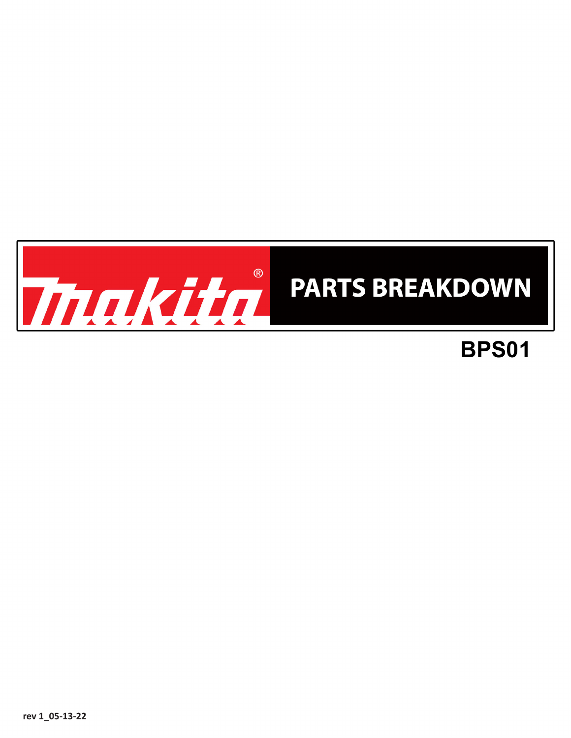# Makita®

# PARTS BREAKDOWN

## BPS01

rev 1_05-13-22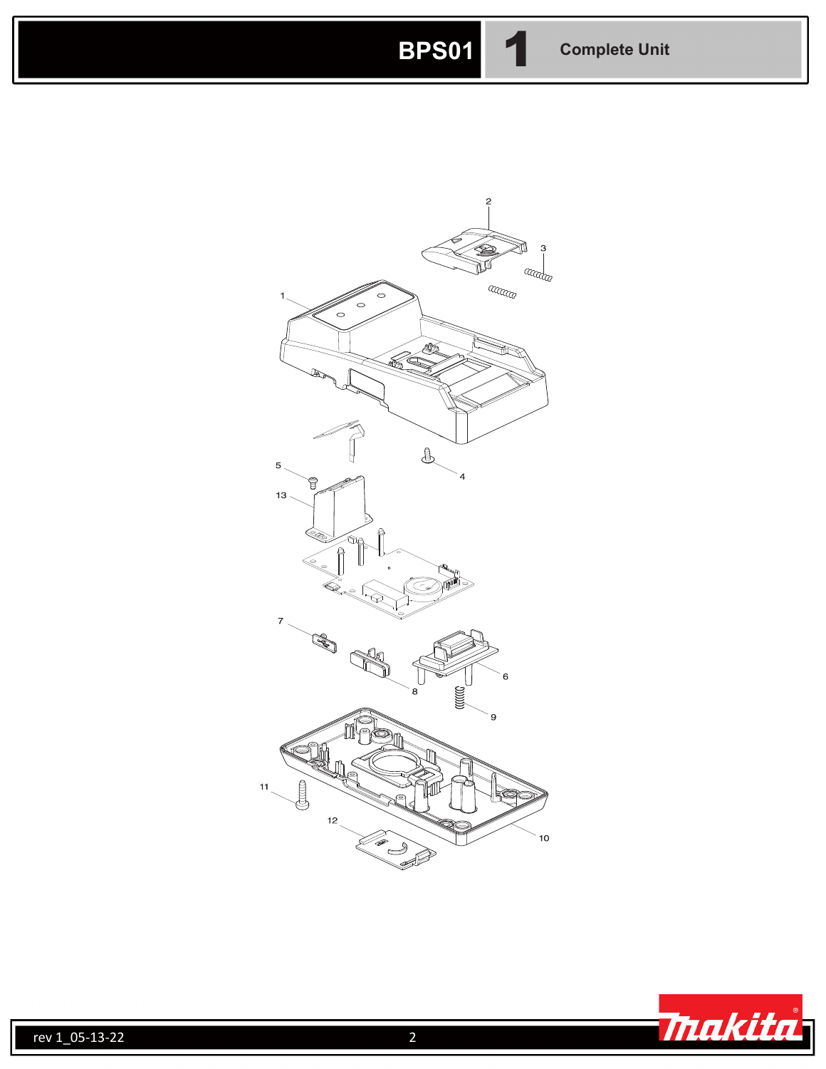# BPS01 | 1 Complete Unit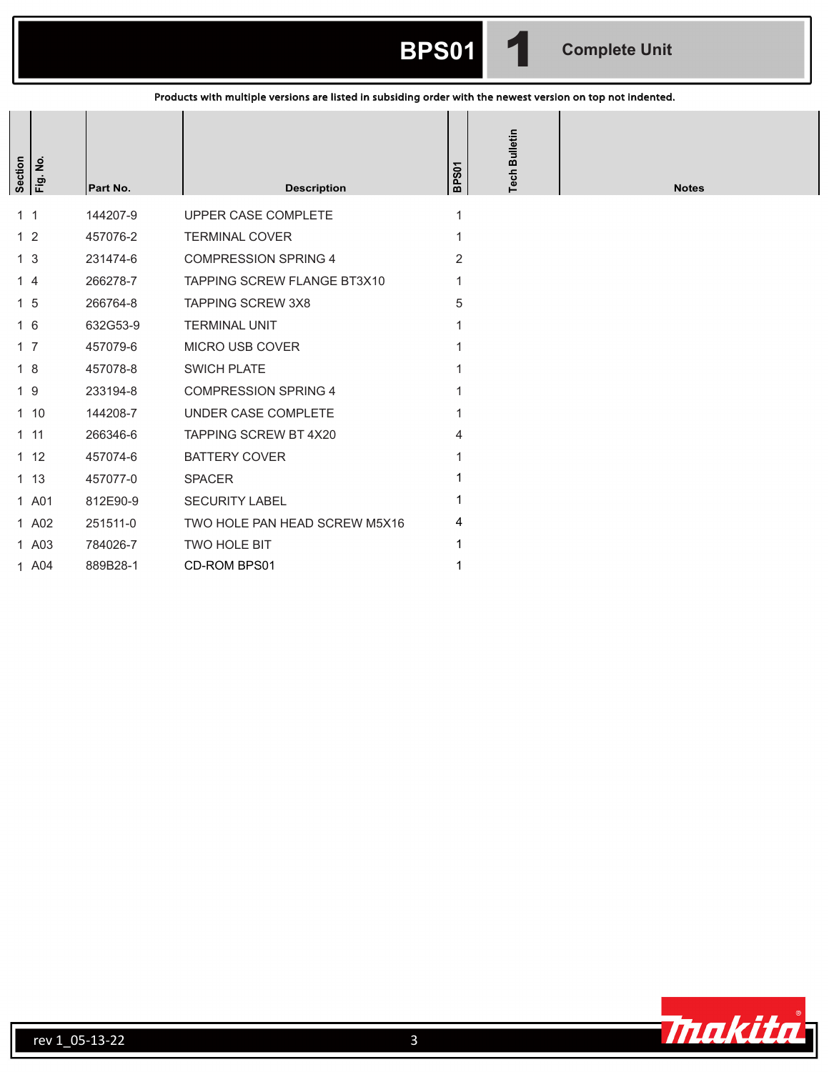# BPS01 — 1 Complete Unit

Products with multiple versions are listed in subsiding order with the newest version on top not indented.

| Section | Fig. No. | Part No. | Description | BPS01 | Tech Bulletin | Notes |
|---|---|---|---|---|---|---|
| 1 | 1 | 144207-9 | UPPER CASE COMPLETE | 1 | | |
| 1 | 2 | 457076-2 | TERMINAL COVER | 1 | | |
| 1 | 3 | 231474-6 | COMPRESSION SPRING 4 | 2 | | |
| 1 | 4 | 266278-7 | TAPPING SCREW FLANGE BT3X10 | 1 | | |
| 1 | 5 | 266764-8 | TAPPING SCREW 3X8 | 5 | | |
| 1 | 6 | 632G53-9 | TERMINAL UNIT | 1 | | |
| 1 | 7 | 457079-6 | MICRO USB COVER | 1 | | |
| 1 | 8 | 457078-8 | SWICH PLATE | 1 | | |
| 1 | 9 | 233194-8 | COMPRESSION SPRING 4 | 1 | | |
| 1 | 10 | 144208-7 | UNDER CASE COMPLETE | 1 | | |
| 1 | 11 | 266346-6 | TAPPING SCREW BT 4X20 | 4 | | |
| 1 | 12 | 457074-6 | BATTERY COVER | 1 | | |
| 1 | 13 | 457077-0 | SPACER | 1 | | |
| 1 | A01 | 812E90-9 | SECURITY LABEL | 1 | | |
| 1 | A02 | 251511-0 | TWO HOLE PAN HEAD SCREW M5X16 | 4 | | |
| 1 | A03 | 784026-7 | TWO HOLE BIT | 1 | | |
| 1 | A04 | 889B28-1 | CD-ROM BPS01 | 1 | | |

rev 1_05-13-22